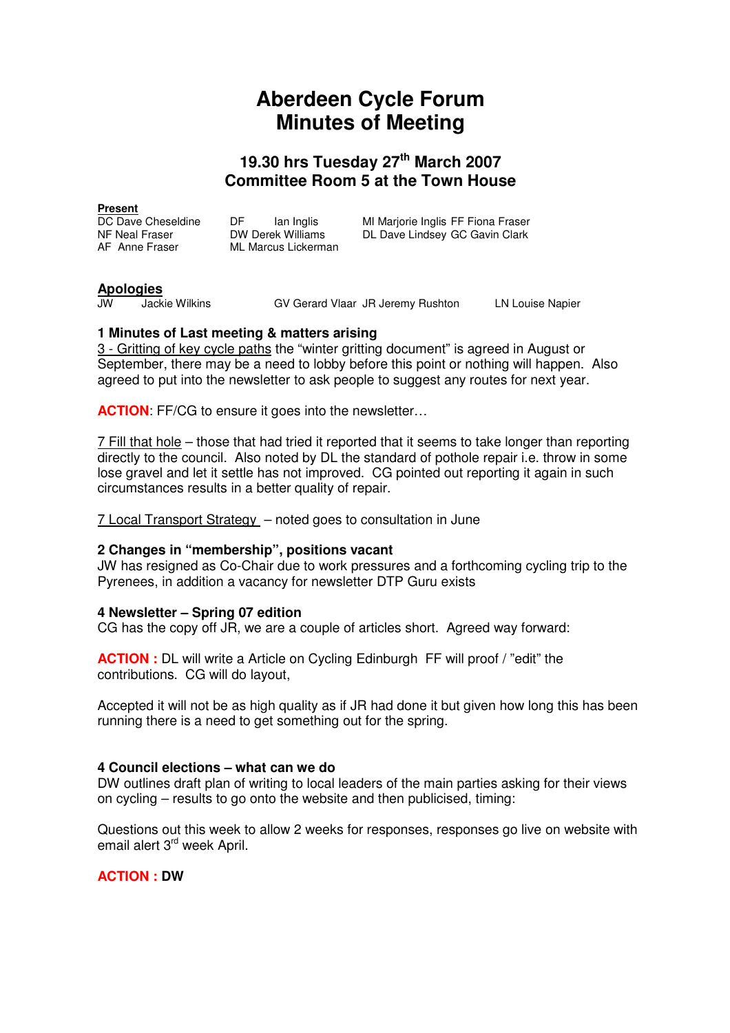# Aberdeen Cycle Forum
# Minutes of Meeting

## 19.30 hrs Tuesday 27th March 2007
## Committee Room 5 at the Town House

**Present**

| | | |
|---|---|---|
| DC Dave Cheseldine | DF Ian Inglis | MI Marjorie Inglis FF Fiona Fraser |
| NF Neal Fraser | DW Derek Williams | DL Dave Lindsey GC Gavin Clark |
| AF Anne Fraser | ML Marcus Lickerman | |

**Apologies**

JW Jackie Wilkins GV Gerard Vlaar JR Jeremy Rushton LN Louise Napier

### 1 Minutes of Last meeting & matters arising

3 - Gritting of key cycle paths the "winter gritting document" is agreed in August or September, there may be a need to lobby before this point or nothing will happen. Also agreed to put into the newsletter to ask people to suggest any routes for next year.

**ACTION**: FF/CG to ensure it goes into the newsletter…

7 Fill that hole – those that had tried it reported that it seems to take longer than reporting directly to the council. Also noted by DL the standard of pothole repair i.e. throw in some lose gravel and let it settle has not improved. CG pointed out reporting it again in such circumstances results in a better quality of repair.

7 Local Transport Strategy – noted goes to consultation in June

### 2 Changes in "membership", positions vacant

JW has resigned as Co-Chair due to work pressures and a forthcoming cycling trip to the Pyrenees, in addition a vacancy for newsletter DTP Guru exists

### 4 Newsletter – Spring 07 edition

CG has the copy off JR, we are a couple of articles short. Agreed way forward:

**ACTION :** DL will write a Article on Cycling Edinburgh FF will proof / "edit" the contributions. CG will do layout,

Accepted it will not be as high quality as if JR had done it but given how long this has been running there is a need to get something out for the spring.

### 4 Council elections – what can we do

DW outlines draft plan of writing to local leaders of the main parties asking for their views on cycling – results to go onto the website and then publicised, timing:

Questions out this week to allow 2 weeks for responses, responses go live on website with email alert 3rd week April.

**ACTION : DW**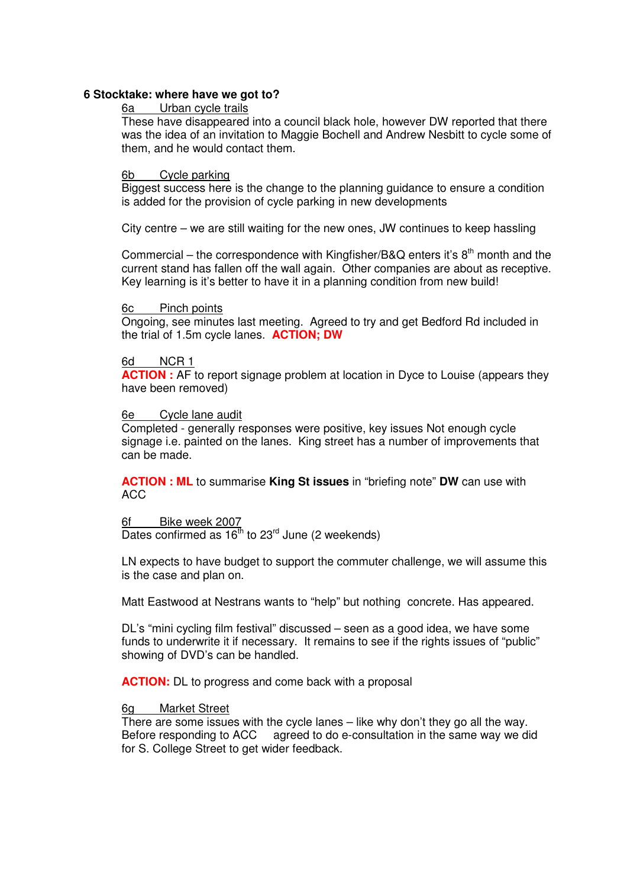## 6 Stocktake: where have we got to?

6a Urban cycle trails

These have disappeared into a council black hole, however DW reported that there was the idea of an invitation to Maggie Bochell and Andrew Nesbitt to cycle some of them, and he would contact them.

6b Cycle parking

Biggest success here is the change to the planning guidance to ensure a condition is added for the provision of cycle parking in new developments

City centre – we are still waiting for the new ones, JW continues to keep hassling

Commercial – the correspondence with Kingfisher/B&Q enters it's 8th month and the current stand has fallen off the wall again. Other companies are about as receptive. Key learning is it's better to have it in a planning condition from new build!

6c Pinch points

Ongoing, see minutes last meeting. Agreed to try and get Bedford Rd included in the trial of 1.5m cycle lanes. **ACTION; DW**

6d NCR 1

**ACTION :** AF to report signage problem at location in Dyce to Louise (appears they have been removed)

6e Cycle lane audit

Completed - generally responses were positive, key issues Not enough cycle signage i.e. painted on the lanes. King street has a number of improvements that can be made.

**ACTION : ML** to summarise **King St issues** in "briefing note" **DW** can use with ACC

6f Bike week 2007

Dates confirmed as 16th to 23rd June (2 weekends)

LN expects to have budget to support the commuter challenge, we will assume this is the case and plan on.

Matt Eastwood at Nestrans wants to "help" but nothing concrete. Has appeared.

DL's "mini cycling film festival" discussed – seen as a good idea, we have some funds to underwrite it if necessary. It remains to see if the rights issues of "public" showing of DVD's can be handled.

**ACTION:** DL to progress and come back with a proposal

6g Market Street

There are some issues with the cycle lanes – like why don't they go all the way. Before responding to ACC agreed to do e-consultation in the same way we did for S. College Street to get wider feedback.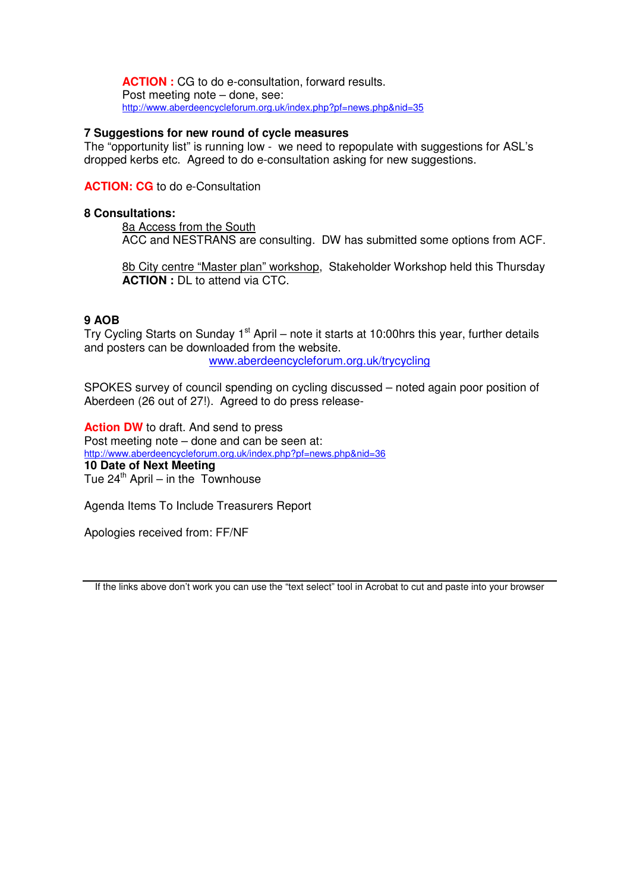**ACTION :** CG to do e-consultation, forward results.
Post meeting note – done, see:
http://www.aberdeencycleforum.org.uk/index.php?pf=news.php&nid=35

**7 Suggestions for new round of cycle measures**

The "opportunity list" is running low - we need to repopulate with suggestions for ASL's dropped kerbs etc. Agreed to do e-consultation asking for new suggestions.

**ACTION: CG** to do e-Consultation

**8 Consultations:**

8a Access from the South
ACC and NESTRANS are consulting. DW has submitted some options from ACF.

8b City centre "Master plan" workshop, Stakeholder Workshop held this Thursday
**ACTION :** DL to attend via CTC.

**9 AOB**

Try Cycling Starts on Sunday 1st April – note it starts at 10:00hrs this year, further details and posters can be downloaded from the website.
www.aberdeencycleforum.org.uk/trycycling

SPOKES survey of council spending on cycling discussed – noted again poor position of Aberdeen (26 out of 27!). Agreed to do press release-

**Action DW** to draft. And send to press
Post meeting note – done and can be seen at:
http://www.aberdeencycleforum.org.uk/index.php?pf=news.php&nid=36

**10 Date of Next Meeting**

Tue 24th April – in the Townhouse

Agenda Items To Include Treasurers Report

Apologies received from: FF/NF

---

If the links above don't work you can use the "text select" tool in Acrobat to cut and paste into your browser